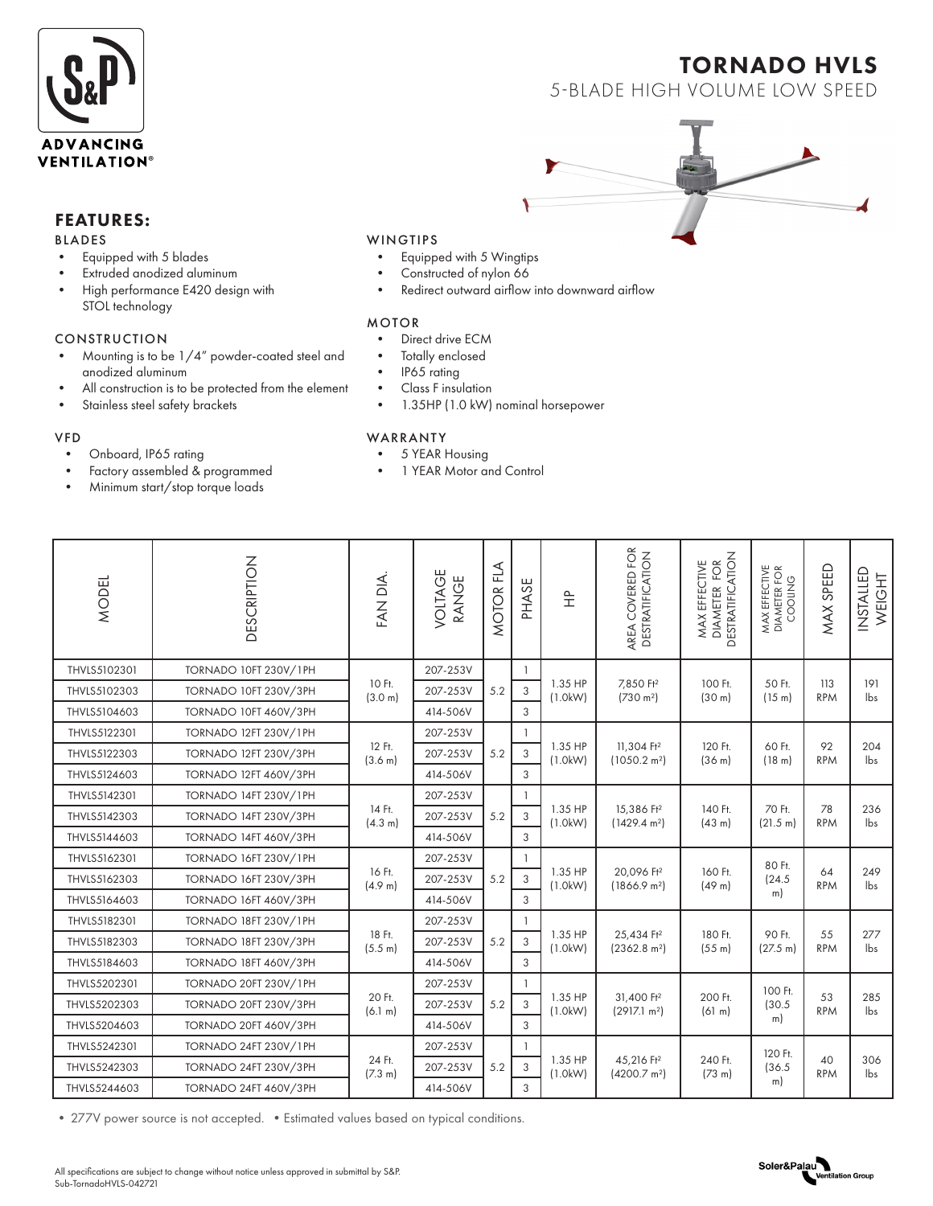# TORNADO HVLS

5-BLADE HIGH VOLUME LOW SPEED

## FEATURES:

### BLADES

- Equipped with 5 blades
- Extruded anodized aluminum
- High performance E420 design with STOL technology

### CONSTRUCTION

- Mounting is to be 1/4" powder-coated steel and anodized aluminum
- All construction is to be protected from the element
- Stainless steel safety brackets

### VFD

- Onboard, IP65 rating
- Factory assembled & programmed
- Minimum start/stop torque loads

### WINGTIPS

- Equipped with 5 Wingtips
- Constructed of nylon 66
- Redirect outward airflow into downward airflow

### MOTOR

- Direct drive ECM
- Totally enclosed
- IP65 rating
- Class F insulation
- 1.35HP (1.0 kW) nominal horsepower

### WARRANTY

- 5 YEAR Housing
- 1 YEAR Motor and Control

| MODEL | DESCRIPTION | FAN DIA. | VOLTAGE RANGE | MOTOR FLA | PHASE | HP | AREA COVERED FOR DESTRATIFICATION | MAX EFFECTIVE DIAMETER FOR DESTRATIFICATION | MAX EFFECTIVE DIAMETER FOR COOLING | MAX SPEED | INSTALLED WEIGHT |
|---|---|---|---|---|---|---|---|---|---|---|---|
| THVLS5102301 | TORNADO 10FT 230V/1PH | 10 Ft. (3.0 m) | 207-253V | 5.2 | 1 | 1.35 HP (1.0kW) | 7,850 Ft² (730 m²) | 100 Ft. (30 m) | 50 Ft. (15 m) | 113 RPM | 191 lbs |
| THVLS5102303 | TORNADO 10FT 230V/3PH | | 207-253V | | 3 | | | | | | |
| THVLS5104603 | TORNADO 10FT 460V/3PH | | 414-506V | | 3 | | | | | | |
| THVLS5122301 | TORNADO 12FT 230V/1PH | 12 Ft. (3.6 m) | 207-253V | 5.2 | 1 | 1.35 HP (1.0kW) | 11,304 Ft² (1050.2 m²) | 120 Ft. (36 m) | 60 Ft. (18 m) | 92 RPM | 204 lbs |
| THVLS5122303 | TORNADO 12FT 230V/3PH | | 207-253V | | 3 | | | | | | |
| THVLS5124603 | TORNADO 12FT 460V/3PH | | 414-506V | | 3 | | | | | | |
| THVLS5142301 | TORNADO 14FT 230V/1PH | 14 Ft. (4.3 m) | 207-253V | 5.2 | 1 | 1.35 HP (1.0kW) | 15,386 Ft² (1429.4 m²) | 140 Ft. (43 m) | 70 Ft. (21.5 m) | 78 RPM | 236 lbs |
| THVLS5142303 | TORNADO 14FT 230V/3PH | | 207-253V | | 3 | | | | | | |
| THVLS5144603 | TORNADO 14FT 460V/3PH | | 414-506V | | 3 | | | | | | |
| THVLS5162301 | TORNADO 16FT 230V/1PH | 16 Ft. (4.9 m) | 207-253V | 5.2 | 1 | 1.35 HP (1.0kW) | 20,096 Ft² (1866.9 m²) | 160 Ft. (49 m) | 80 Ft. (24.5 m) | 64 RPM | 249 lbs |
| THVLS5162303 | TORNADO 16FT 230V/3PH | | 207-253V | | 3 | | | | | | |
| THVLS5164603 | TORNADO 16FT 460V/3PH | | 414-506V | | 3 | | | | | | |
| THVLS5182301 | TORNADO 18FT 230V/1PH | 18 Ft. (5.5 m) | 207-253V | 5.2 | 1 | 1.35 HP (1.0kW) | 25,434 Ft² (2362.8 m²) | 180 Ft. (55 m) | 90 Ft. (27.5 m) | 55 RPM | 277 lbs |
| THVLS5182303 | TORNADO 18FT 230V/3PH | | 207-253V | | 3 | | | | | | |
| THVLS5184603 | TORNADO 18FT 460V/3PH | | 414-506V | | 3 | | | | | | |
| THVLS5202301 | TORNADO 20FT 230V/1PH | 20 Ft. (6.1 m) | 207-253V | 5.2 | 1 | 1.35 HP (1.0kW) | 31,400 Ft² (2917.1 m²) | 200 Ft. (61 m) | 100 Ft. (30.5 m) | 53 RPM | 285 lbs |
| THVLS5202303 | TORNADO 20FT 230V/3PH | | 207-253V | | 3 | | | | | | |
| THVLS5204603 | TORNADO 20FT 460V/3PH | | 414-506V | | 3 | | | | | | |
| THVLS5242301 | TORNADO 24FT 230V/1PH | 24 Ft. (7.3 m) | 207-253V | 5.2 | 1 | 1.35 HP (1.0kW) | 45,216 Ft² (4200.7 m²) | 240 Ft. (73 m) | 120 Ft. (36.5 m) | 40 RPM | 306 lbs |
| THVLS5242303 | TORNADO 24FT 230V/3PH | | 207-253V | | 3 | | | | | | |
| THVLS5244603 | TORNADO 24FT 460V/3PH | | 414-506V | | 3 | | | | | | |

• 277V power source is not accepted. • Estimated values based on typical conditions.

All specifications are subject to change without notice unless approved in submittal by S&P.
Sub-TornadoHVLS-042721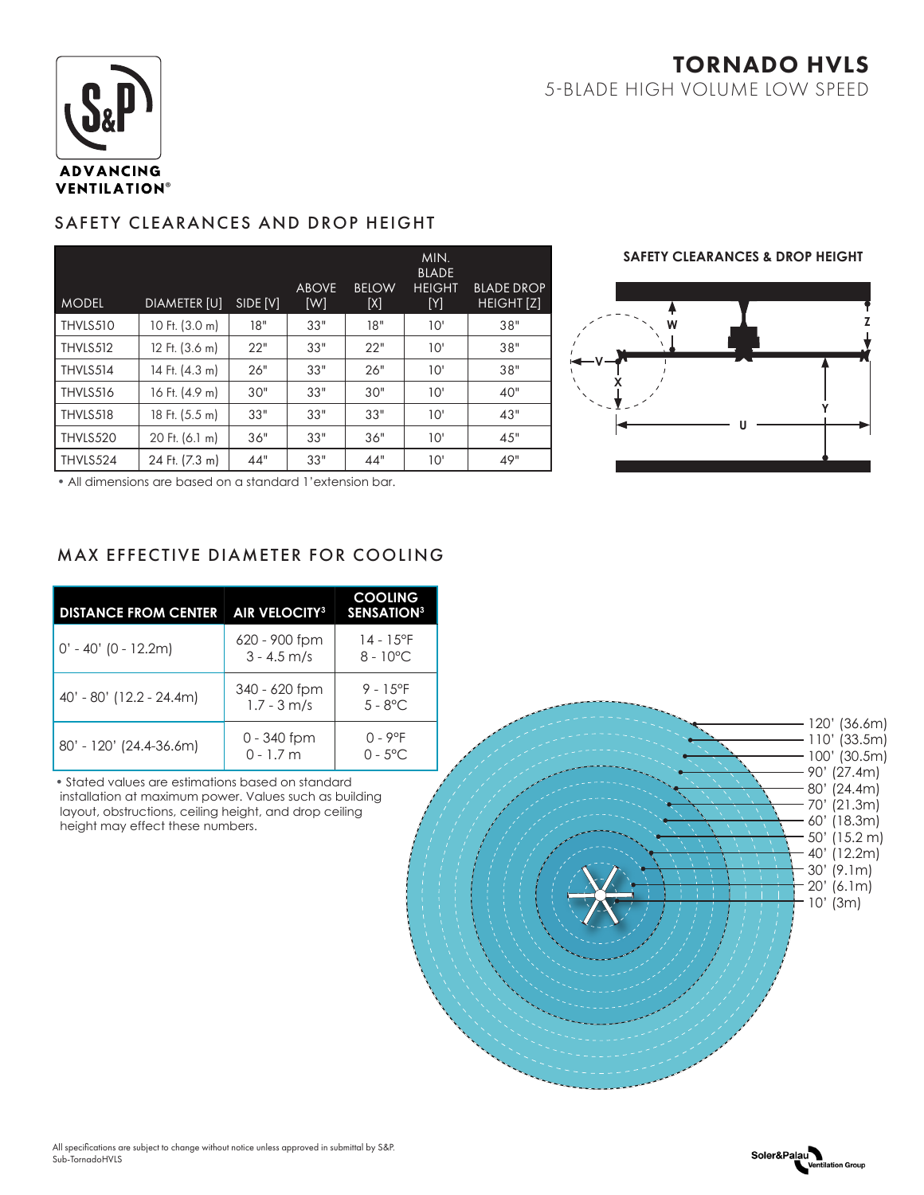# TORNADO HVLS

5-BLADE HIGH VOLUME LOW SPEED

## SAFETY CLEARANCES AND DROP HEIGHT

| MODEL | DIAMETER [U] | SIDE [V] | ABOVE [W] | BELOW [X] | MIN. BLADE HEIGHT [Y] | BLADE DROP HEIGHT [Z] |
|---|---|---|---|---|---|---|
| THVLS510 | 10 Ft. (3.0 m) | 18" | 33" | 18" | 10' | 38" |
| THVLS512 | 12 Ft. (3.6 m) | 22" | 33" | 22" | 10' | 38" |
| THVLS514 | 14 Ft. (4.3 m) | 26" | 33" | 26" | 10' | 38" |
| THVLS516 | 16 Ft. (4.9 m) | 30" | 33" | 30" | 10' | 40" |
| THVLS518 | 18 Ft. (5.5 m) | 33" | 33" | 33" | 10' | 43" |
| THVLS520 | 20 Ft. (6.1 m) | 36" | 33" | 36" | 10' | 45" |
| THVLS524 | 24 Ft. (7.3 m) | 44" | 33" | 44" | 10' | 49" |

• All dimensions are based on a standard 1' extension bar.

**SAFETY CLEARANCES & DROP HEIGHT**

W
Z
V
X
Y
U

## MAX EFFECTIVE DIAMETER FOR COOLING

| DISTANCE FROM CENTER | AIR VELOCITY[3] | COOLING SENSATION[3] |
|---|---|---|
| 0' - 40' (0 - 12.2m) | 620 - 900 fpm<br>3 - 4.5 m/s | 14 - 15°F<br>8 - 10°C |
| 40' - 80' (12.2 - 24.4m) | 340 - 620 fpm<br>1.7 - 3 m/s | 9 - 15°F<br>5 - 8°C |
| 80' - 120' (24.4-36.6m) | 0 - 340 fpm<br>0 - 1.7 m | 0 - 9°F<br>0 - 5°C |

• Stated values are estimations based on standard installation at maximum power. Values such as building layout, obstructions, ceiling height, and drop ceiling height may effect these numbers.

120' (36.6m)
110' (33.5m)
100' (30.5m)
90' (27.4m)
80' (24.4m)
70' (21.3m)
60' (18.3m)
50' (15.2 m)
40' (12.2m)
30' (9.1m)
20' (6.1m)
10' (3m)

All specifications are subject to change without notice unless approved in submittal by S&P.
Sub-TornadoHVLS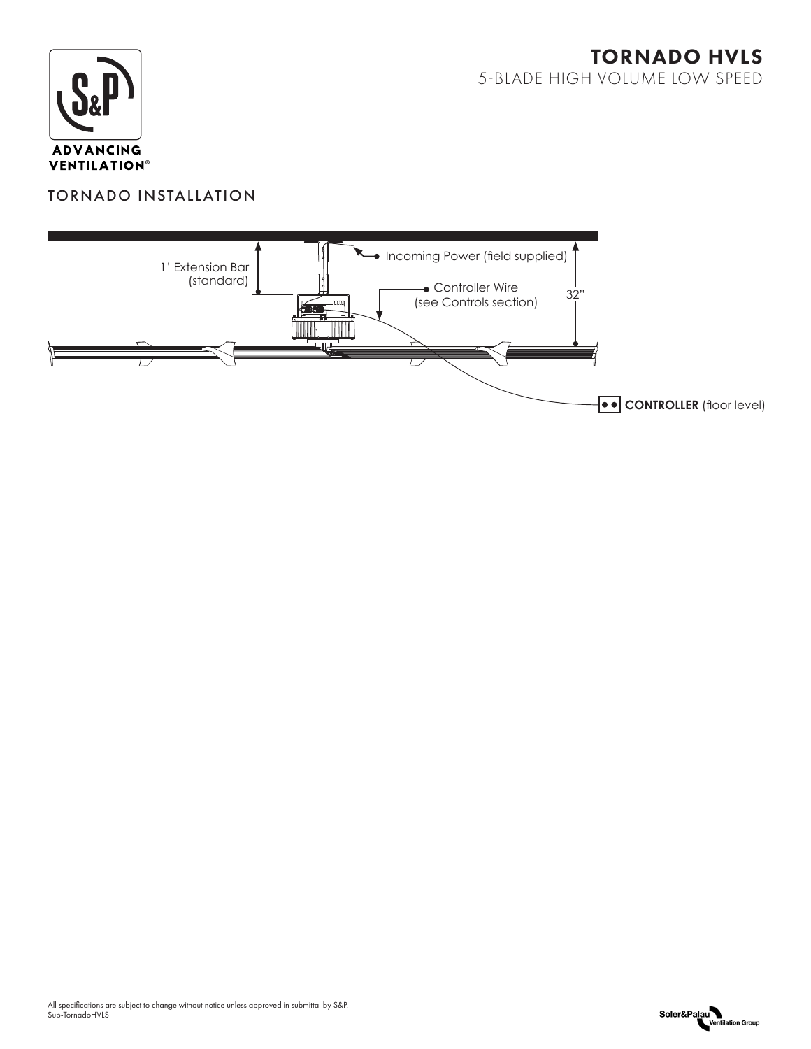# TORNADO HVLS

5-BLADE HIGH VOLUME LOW SPEED

## TORNADO INSTALLATION

1' Extension Bar (standard)

Incoming Power (field supplied)

Controller Wire (see Controls section)

32"

**CONTROLLER** (floor level)

All specifications are subject to change without notice unless approved in submittal by S&P.
Sub-TornadoHVLS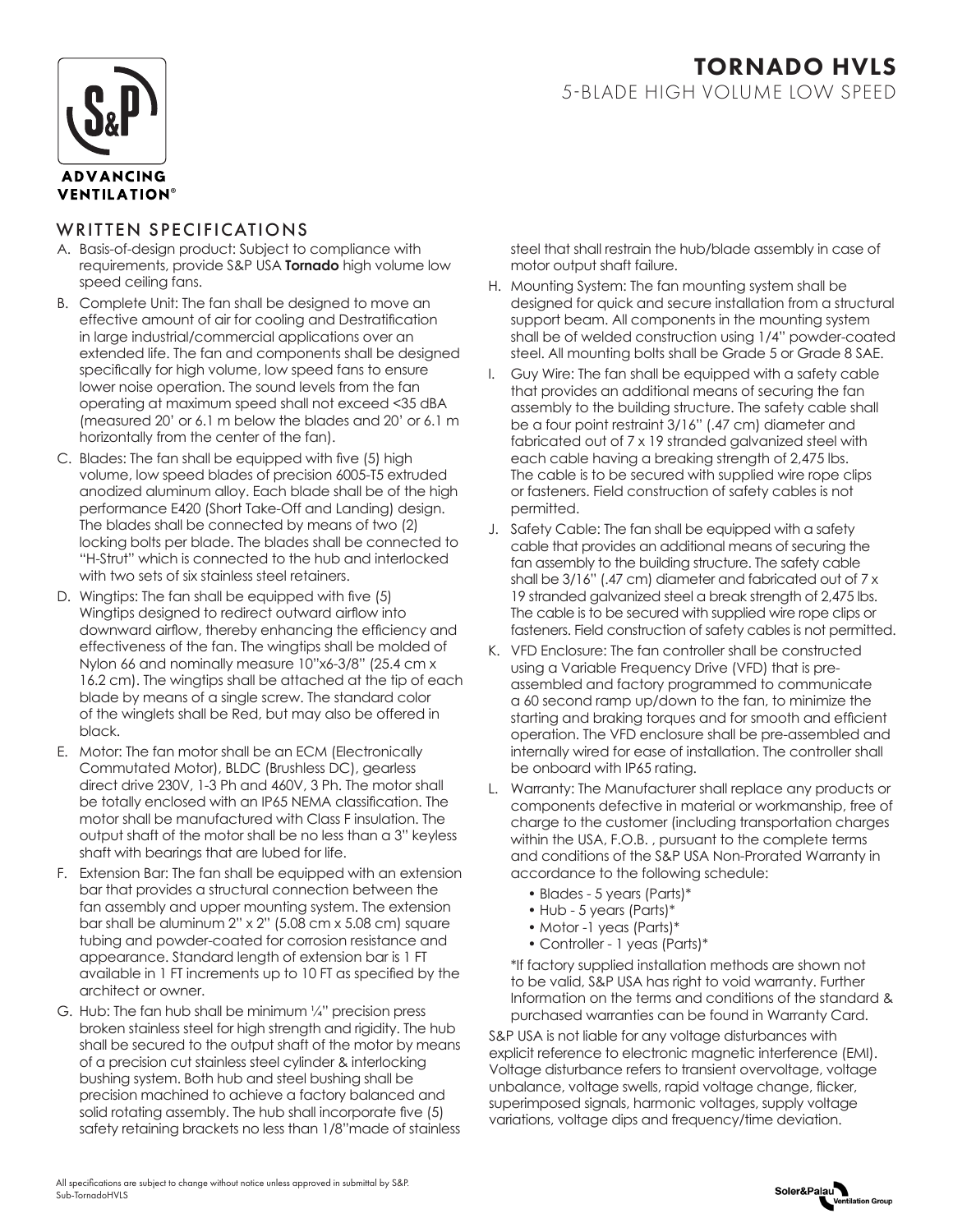# TORNADO HVLS

5-BLADE HIGH VOLUME LOW SPEED

ADVANCING VENTILATION®

## WRITTEN SPECIFICATIONS

A. Basis-of-design product: Subject to compliance with requirements, provide S&P USA **Tornado** high volume low speed ceiling fans.

B. Complete Unit: The fan shall be designed to move an effective amount of air for cooling and Destratification in large industrial/commercial applications over an extended life. The fan and components shall be designed specifically for high volume, low speed fans to ensure lower noise operation. The sound levels from the fan operating at maximum speed shall not exceed <35 dBA (measured 20' or 6.1 m below the blades and 20' or 6.1 m horizontally from the center of the fan).

C. Blades: The fan shall be equipped with five (5) high volume, low speed blades of precision 6005-T5 extruded anodized aluminum alloy. Each blade shall be of the high performance E420 (Short Take-Off and Landing) design. The blades shall be connected by means of two (2) locking bolts per blade. The blades shall be connected to "H-Strut" which is connected to the hub and interlocked with two sets of six stainless steel retainers.

D. Wingtips: The fan shall be equipped with five (5) Wingtips designed to redirect outward airflow into downward airflow, thereby enhancing the efficiency and effectiveness of the fan. The wingtips shall be molded of Nylon 66 and nominally measure 10"x6-3/8" (25.4 cm x 16.2 cm). The wingtips shall be attached at the tip of each blade by means of a single screw. The standard color of the winglets shall be Red, but may also be offered in black.

E. Motor: The fan motor shall be an ECM (Electronically Commutated Motor), BLDC (Brushless DC), gearless direct drive 230V, 1-3 Ph and 460V, 3 Ph. The motor shall be totally enclosed with an IP65 NEMA classification. The motor shall be manufactured with Class F insulation. The output shaft of the motor shall be no less than a 3" keyless shaft with bearings that are lubed for life.

F. Extension Bar: The fan shall be equipped with an extension bar that provides a structural connection between the fan assembly and upper mounting system. The extension bar shall be aluminum 2" x 2" (5.08 cm x 5.08 cm) square tubing and powder-coated for corrosion resistance and appearance. Standard length of extension bar is 1 FT available in 1 FT increments up to 10 FT as specified by the architect or owner.

G. Hub: The fan hub shall be minimum ¼" precision press broken stainless steel for high strength and rigidity. The hub shall be secured to the output shaft of the motor by means of a precision cut stainless steel cylinder & interlocking bushing system. Both hub and steel bushing shall be precision machined to achieve a factory balanced and solid rotating assembly. The hub shall incorporate five (5) safety retaining brackets no less than 1/8"made of stainless steel that shall restrain the hub/blade assembly in case of motor output shaft failure.

H. Mounting System: The fan mounting system shall be designed for quick and secure installation from a structural support beam. All components in the mounting system shall be of welded construction using 1/4" powder-coated steel. All mounting bolts shall be Grade 5 or Grade 8 SAE.

I. Guy Wire: The fan shall be equipped with a safety cable that provides an additional means of securing the fan assembly to the building structure. The safety cable shall be a four point restraint 3/16" (.47 cm) diameter and fabricated out of 7 x 19 stranded galvanized steel with each cable having a breaking strength of 2,475 lbs. The cable is to be secured with supplied wire rope clips or fasteners. Field construction of safety cables is not permitted.

J. Safety Cable: The fan shall be equipped with a safety cable that provides an additional means of securing the fan assembly to the building structure. The safety cable shall be 3/16" (.47 cm) diameter and fabricated out of 7 x 19 stranded galvanized steel a break strength of 2,475 lbs. The cable is to be secured with supplied wire rope clips or fasteners. Field construction of safety cables is not permitted.

K. VFD Enclosure: The fan controller shall be constructed using a Variable Frequency Drive (VFD) that is pre-assembled and factory programmed to communicate a 60 second ramp up/down to the fan, to minimize the starting and braking torques and for smooth and efficient operation. The VFD enclosure shall be pre-assembled and internally wired for ease of installation. The controller shall be onboard with IP65 rating.

L. Warranty: The Manufacturer shall replace any products or components defective in material or workmanship, free of charge to the customer (including transportation charges within the USA, F.O.B. , pursuant to the complete terms and conditions of the S&P USA Non-Prorated Warranty in accordance to the following schedule:

- Blades - 5 years (Parts)*
- Hub - 5 years (Parts)*
- Motor -1 yeas (Parts)*
- Controller - 1 yeas (Parts)*

*If factory supplied installation methods are shown not to be valid, S&P USA has right to void warranty. Further Information on the terms and conditions of the standard & purchased warranties can be found in Warranty Card.

S&P USA is not liable for any voltage disturbances with explicit reference to electronic magnetic interference (EMI). Voltage disturbance refers to transient overvoltage, voltage unbalance, voltage swells, rapid voltage change, flicker, superimposed signals, harmonic voltages, supply voltage variations, voltage dips and frequency/time deviation.

All specifications are subject to change without notice unless approved in submittal by S&P.
Sub-TornadoHVLS